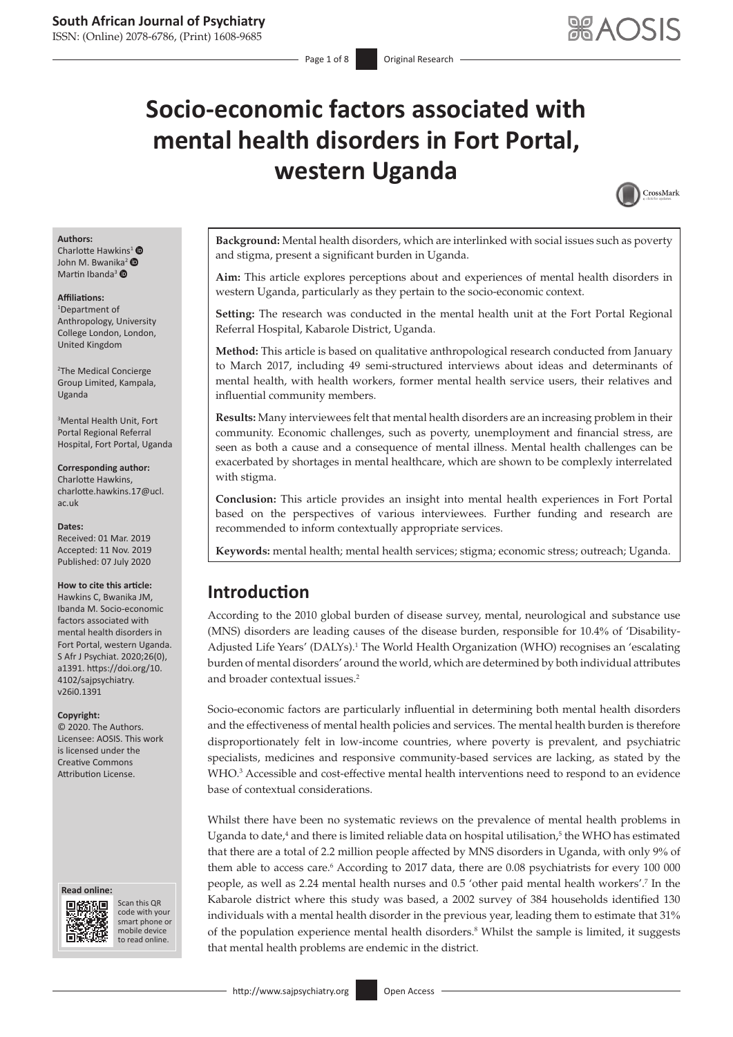# Socio-economic factors associated with mental health disorders in Fort Portal, western Uganda

**Authors:**
Charlotte Hawkins[1]
John M. Bwanika[2]
Martin Ibanda[3]

**Affiliations:**
[1]Department of Anthropology, University College London, London, United Kingdom

[2]The Medical Concierge Group Limited, Kampala, Uganda

[3]Mental Health Unit, Fort Portal Regional Referral Hospital, Fort Portal, Uganda

**Corresponding author:**
Charlotte Hawkins, charlotte.hawkins.17@ucl.ac.uk

**Dates:**
Received: 01 Mar. 2019
Accepted: 11 Nov. 2019
Published: 07 July 2020

**How to cite this article:**
Hawkins C, Bwanika JM, Ibanda M. Socio-economic factors associated with mental health disorders in Fort Portal, western Uganda. S Afr J Psychiat. 2020;26(0), a1391. https://doi.org/10.4102/sajpsychiatry.v26i0.1391

**Copyright:**
© 2020. The Authors. Licensee: AOSIS. This work is licensed under the Creative Commons Attribution License.

**Background:** Mental health disorders, which are interlinked with social issues such as poverty and stigma, present a significant burden in Uganda.

**Aim:** This article explores perceptions about and experiences of mental health disorders in western Uganda, particularly as they pertain to the socio-economic context.

**Setting:** The research was conducted in the mental health unit at the Fort Portal Regional Referral Hospital, Kabarole District, Uganda.

**Method:** This article is based on qualitative anthropological research conducted from January to March 2017, including 49 semi-structured interviews about ideas and determinants of mental health, with health workers, former mental health service users, their relatives and influential community members.

**Results:** Many interviewees felt that mental health disorders are an increasing problem in their community. Economic challenges, such as poverty, unemployment and financial stress, are seen as both a cause and a consequence of mental illness. Mental health challenges can be exacerbated by shortages in mental healthcare, which are shown to be complexly interrelated with stigma.

**Conclusion:** This article provides an insight into mental health experiences in Fort Portal based on the perspectives of various interviewees. Further funding and research are recommended to inform contextually appropriate services.

**Keywords:** mental health; mental health services; stigma; economic stress; outreach; Uganda.

## Introduction

According to the 2010 global burden of disease survey, mental, neurological and substance use (MNS) disorders are leading causes of the disease burden, responsible for 10.4% of 'Disability-Adjusted Life Years' (DALYs).[1] The World Health Organization (WHO) recognises an 'escalating burden of mental disorders' around the world, which are determined by both individual attributes and broader contextual issues.[2]

Socio-economic factors are particularly influential in determining both mental health disorders and the effectiveness of mental health policies and services. The mental health burden is therefore disproportionately felt in low-income countries, where poverty is prevalent, and psychiatric specialists, medicines and responsive community-based services are lacking, as stated by the WHO.[3] Accessible and cost-effective mental health interventions need to respond to an evidence base of contextual considerations.

Whilst there have been no systematic reviews on the prevalence of mental health problems in Uganda to date,[4] and there is limited reliable data on hospital utilisation,[5] the WHO has estimated that there are a total of 2.2 million people affected by MNS disorders in Uganda, with only 9% of them able to access care.[6] According to 2017 data, there are 0.08 psychiatrists for every 100 000 people, as well as 2.24 mental health nurses and 0.5 'other paid mental health workers'.[7] In the Kabarole district where this study was based, a 2002 survey of 384 households identified 130 individuals with a mental health disorder in the previous year, leading them to estimate that 31% of the population experience mental health disorders.[8] Whilst the sample is limited, it suggests that mental health problems are endemic in the district.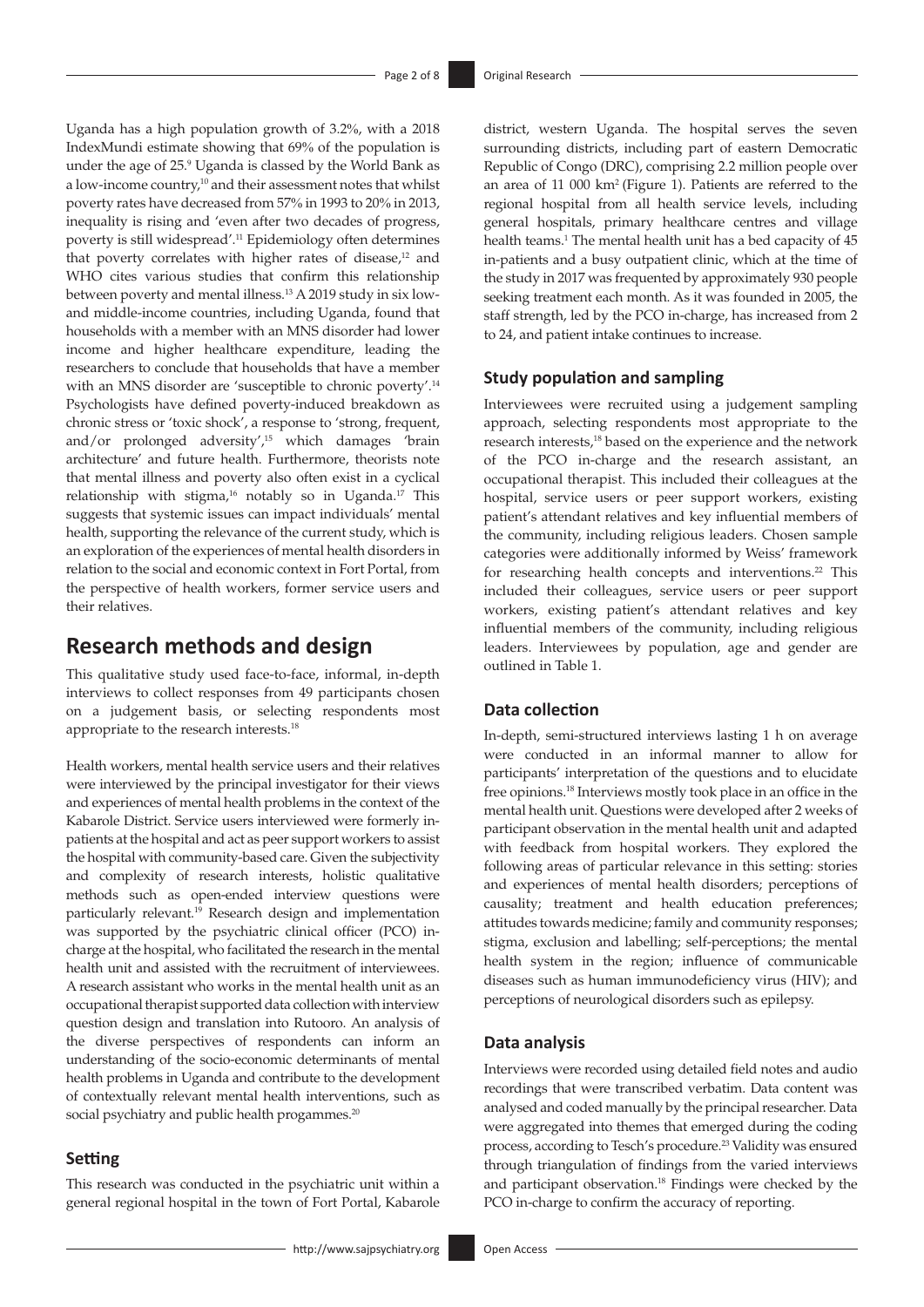Uganda has a high population growth of 3.2%, with a 2018 IndexMundi estimate showing that 69% of the population is under the age of 25.[9] Uganda is classed by the World Bank as a low-income country,[10] and their assessment notes that whilst poverty rates have decreased from 57% in 1993 to 20% in 2013, inequality is rising and 'even after two decades of progress, poverty is still widespread'.[11] Epidemiology often determines that poverty correlates with higher rates of disease,[12] and WHO cites various studies that confirm this relationship between poverty and mental illness.[13] A 2019 study in six low- and middle-income countries, including Uganda, found that households with a member with an MNS disorder had lower income and higher healthcare expenditure, leading the researchers to conclude that households that have a member with an MNS disorder are 'susceptible to chronic poverty'.[14] Psychologists have defined poverty-induced breakdown as chronic stress or 'toxic shock', a response to 'strong, frequent, and/or prolonged adversity',[15] which damages 'brain architecture' and future health. Furthermore, theorists note that mental illness and poverty also often exist in a cyclical relationship with stigma,[16] notably so in Uganda.[17] This suggests that systemic issues can impact individuals' mental health, supporting the relevance of the current study, which is an exploration of the experiences of mental health disorders in relation to the social and economic context in Fort Portal, from the perspective of health workers, former service users and their relatives.

## Research methods and design

This qualitative study used face-to-face, informal, in-depth interviews to collect responses from 49 participants chosen on a judgement basis, or selecting respondents most appropriate to the research interests.[18]

Health workers, mental health service users and their relatives were interviewed by the principal investigator for their views and experiences of mental health problems in the context of the Kabarole District. Service users interviewed were formerly in-patients at the hospital and act as peer support workers to assist the hospital with community-based care. Given the subjectivity and complexity of research interests, holistic qualitative methods such as open-ended interview questions were particularly relevant.[19] Research design and implementation was supported by the psychiatric clinical officer (PCO) in-charge at the hospital, who facilitated the research in the mental health unit and assisted with the recruitment of interviewees. A research assistant who works in the mental health unit as an occupational therapist supported data collection with interview question design and translation into Rutooro. An analysis of the diverse perspectives of respondents can inform an understanding of the socio-economic determinants of mental health problems in Uganda and contribute to the development of contextually relevant mental health interventions, such as social psychiatry and public health progammes.[20]

### Setting

This research was conducted in the psychiatric unit within a general regional hospital in the town of Fort Portal, Kabarole district, western Uganda. The hospital serves the seven surrounding districts, including part of eastern Democratic Republic of Congo (DRC), comprising 2.2 million people over an area of 11 000 km$^2$ (Figure 1). Patients are referred to the regional hospital from all health service levels, including general hospitals, primary healthcare centres and village health teams.[1] The mental health unit has a bed capacity of 45 in-patients and a busy outpatient clinic, which at the time of the study in 2017 was frequented by approximately 930 people seeking treatment each month. As it was founded in 2005, the staff strength, led by the PCO in-charge, has increased from 2 to 24, and patient intake continues to increase.

### Study population and sampling

Interviewees were recruited using a judgement sampling approach, selecting respondents most appropriate to the research interests,[18] based on the experience and the network of the PCO in-charge and the research assistant, an occupational therapist. This included their colleagues at the hospital, service users or peer support workers, existing patient's attendant relatives and key influential members of the community, including religious leaders. Chosen sample categories were additionally informed by Weiss' framework for researching health concepts and interventions.[22] This included their colleagues, service users or peer support workers, existing patient's attendant relatives and key influential members of the community, including religious leaders. Interviewees by population, age and gender are outlined in Table 1.

### Data collection

In-depth, semi-structured interviews lasting 1 h on average were conducted in an informal manner to allow for participants' interpretation of the questions and to elucidate free opinions.[18] Interviews mostly took place in an office in the mental health unit. Questions were developed after 2 weeks of participant observation in the mental health unit and adapted with feedback from hospital workers. They explored the following areas of particular relevance in this setting: stories and experiences of mental health disorders; perceptions of causality; treatment and health education preferences; attitudes towards medicine; family and community responses; stigma, exclusion and labelling; self-perceptions; the mental health system in the region; influence of communicable diseases such as human immunodeficiency virus (HIV); and perceptions of neurological disorders such as epilepsy.

### Data analysis

Interviews were recorded using detailed field notes and audio recordings that were transcribed verbatim. Data content was analysed and coded manually by the principal researcher. Data were aggregated into themes that emerged during the coding process, according to Tesch's procedure.[23] Validity was ensured through triangulation of findings from the varied interviews and participant observation.[18] Findings were checked by the PCO in-charge to confirm the accuracy of reporting.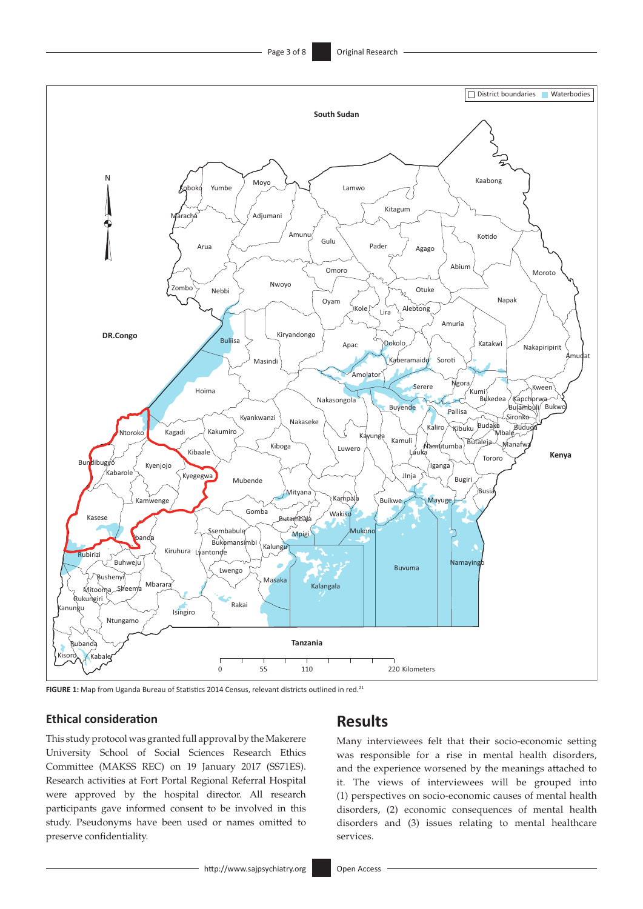FIGURE 1: Map from Uganda Bureau of Statistics 2014 Census, relevant districts outlined in red.[21]

### Ethical consideration

This study protocol was granted full approval by the Makerere University School of Social Sciences Research Ethics Committee (MAKSS REC) on 19 January 2017 (SS71ES). Research activities at Fort Portal Regional Referral Hospital were approved by the hospital director. All research participants gave informed consent to be involved in this study. Pseudonyms have been used or names omitted to preserve confidentiality.

## Results

Many interviewees felt that their socio-economic setting was responsible for a rise in mental health disorders, and the experience worsened by the meanings attached to it. The views of interviewees will be grouped into (1) perspectives on socio-economic causes of mental health disorders, (2) economic consequences of mental health disorders and (3) issues relating to mental healthcare services.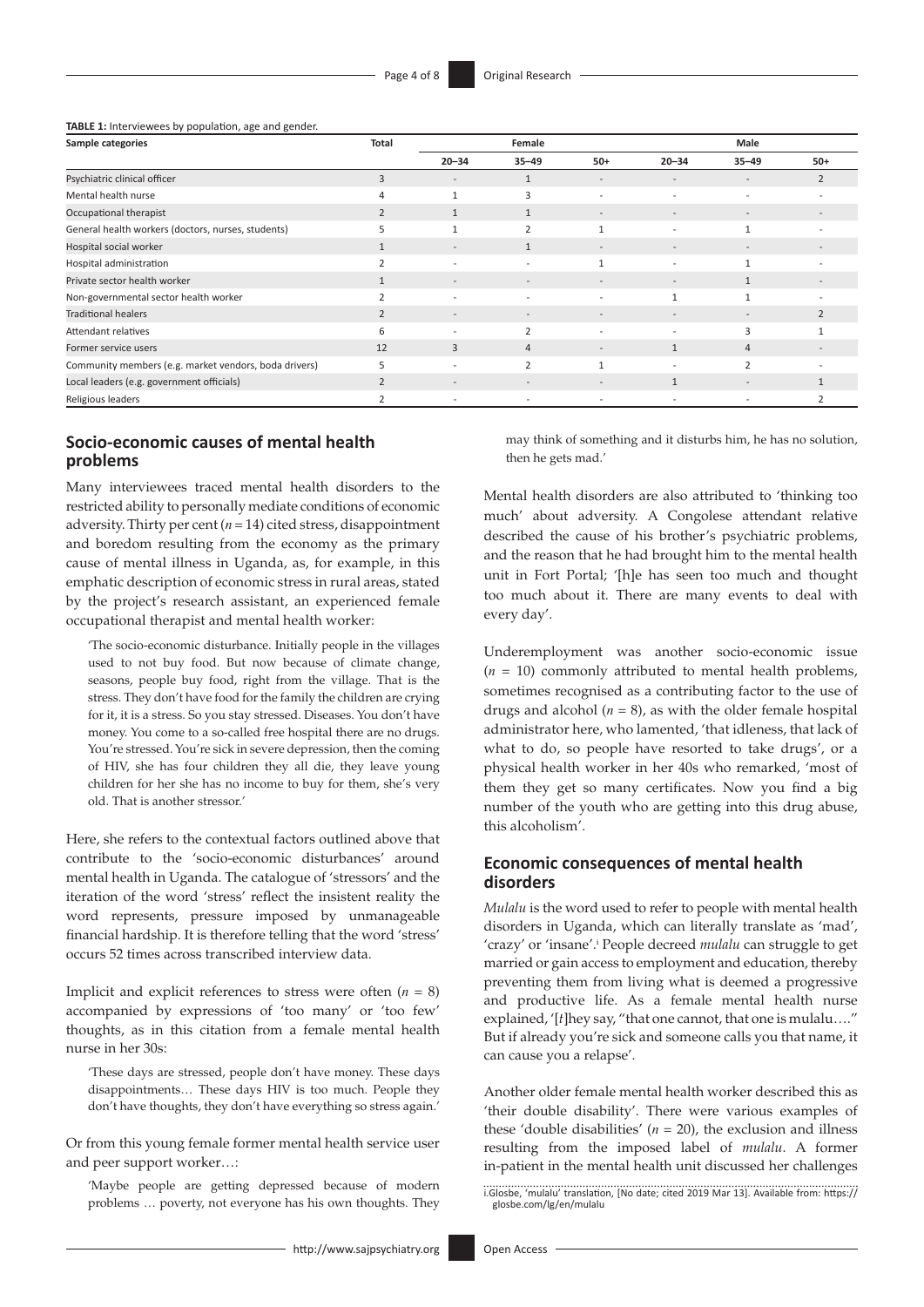**TABLE 1:** Interviewees by population, age and gender.

| Sample categories | Total | Female | | | Male | | |
|---|---|---|---|---|---|---|---|
| | | 20–34 | 35–49 | 50+ | 20–34 | 35–49 | 50+ |
| Psychiatric clinical officer | 3 | - | 1 | - | - | - | 2 |
| Mental health nurse | 4 | 1 | 3 | - | - | - | - |
| Occupational therapist | 2 | 1 | 1 | - | - | - | - |
| General health workers (doctors, nurses, students) | 5 | 1 | 2 | 1 | - | 1 | - |
| Hospital social worker | 1 | - | 1 | - | - | - | - |
| Hospital administration | 2 | - | - | 1 | - | 1 | - |
| Private sector health worker | 1 | - | - | - | - | 1 | - |
| Non-governmental sector health worker | 2 | - | - | - | 1 | 1 | - |
| Traditional healers | 2 | - | - | - | - | - | 2 |
| Attendant relatives | 6 | - | 2 | - | - | 3 | 1 |
| Former service users | 12 | 3 | 4 | - | 1 | 4 | - |
| Community members (e.g. market vendors, boda drivers) | 5 | - | 2 | 1 | - | 2 | - |
| Local leaders (e.g. government officials) | 2 | - | - | - | 1 | - | 1 |
| Religious leaders | 2 | - | - | - | - | - | 2 |

## Socio-economic causes of mental health problems

Many interviewees traced mental health disorders to the restricted ability to personally mediate conditions of economic adversity. Thirty per cent ($n = 14$) cited stress, disappointment and boredom resulting from the economy as the primary cause of mental illness in Uganda, as, for example, in this emphatic description of economic stress in rural areas, stated by the project's research assistant, an experienced female occupational therapist and mental health worker:

> 'The socio-economic disturbance. Initially people in the villages used to not buy food. But now because of climate change, seasons, people buy food, right from the village. That is the stress. They don't have food for the family the children are crying for it, it is a stress. So you stay stressed. Diseases. You don't have money. You come to a so-called free hospital there are no drugs. You're stressed. You're sick in severe depression, then the coming of HIV, she has four children they all die, they leave young children for her she has no income to buy for them, she's very old. That is another stressor.'

Here, she refers to the contextual factors outlined above that contribute to the 'socio-economic disturbances' around mental health in Uganda. The catalogue of 'stressors' and the iteration of the word 'stress' reflect the insistent reality the word represents, pressure imposed by unmanageable financial hardship. It is therefore telling that the word 'stress' occurs 52 times across transcribed interview data.

Implicit and explicit references to stress were often ($n = 8$) accompanied by expressions of 'too many' or 'too few' thoughts, as in this citation from a female mental health nurse in her 30s:

> 'These days are stressed, people don't have money. These days disappointments… These days HIV is too much. People they don't have thoughts, they don't have everything so stress again.'

Or from this young female former mental health service user and peer support worker…:

> 'Maybe people are getting depressed because of modern problems … poverty, not everyone has his own thoughts. They may think of something and it disturbs him, he has no solution, then he gets mad.'

Mental health disorders are also attributed to 'thinking too much' about adversity. A Congolese attendant relative described the cause of his brother's psychiatric problems, and the reason that he had brought him to the mental health unit in Fort Portal; '[h]e has seen too much and thought too much about it. There are many events to deal with every day'.

Underemployment was another socio-economic issue ($n = 10$) commonly attributed to mental health problems, sometimes recognised as a contributing factor to the use of drugs and alcohol ($n = 8$), as with the older female hospital administrator here, who lamented, 'that idleness, that lack of what to do, so people have resorted to take drugs', or a physical health worker in her 40s who remarked, 'most of them they get so many certificates. Now you find a big number of the youth who are getting into this drug abuse, this alcoholism'.

## Economic consequences of mental health disorders

*Mulalu* is the word used to refer to people with mental health disorders in Uganda, which can literally translate as 'mad', 'crazy' or 'insane'.[i] People decreed *mulalu* can struggle to get married or gain access to employment and education, thereby preventing them from living what is deemed a progressive and productive life. As a female mental health nurse explained, '[*t*]hey say, "that one cannot, that one is mulalu…." But if already you're sick and someone calls you that name, it can cause you a relapse'.

Another older female mental health worker described this as 'their double disability'. There were various examples of these 'double disabilities' ($n = 20$), the exclusion and illness resulting from the imposed label of *mulalu*. A former in-patient in the mental health unit discussed her challenges

i. Glosbe, 'mulalu' translation, [No date; cited 2019 Mar 13]. Available from: https://glosbe.com/lg/en/mulalu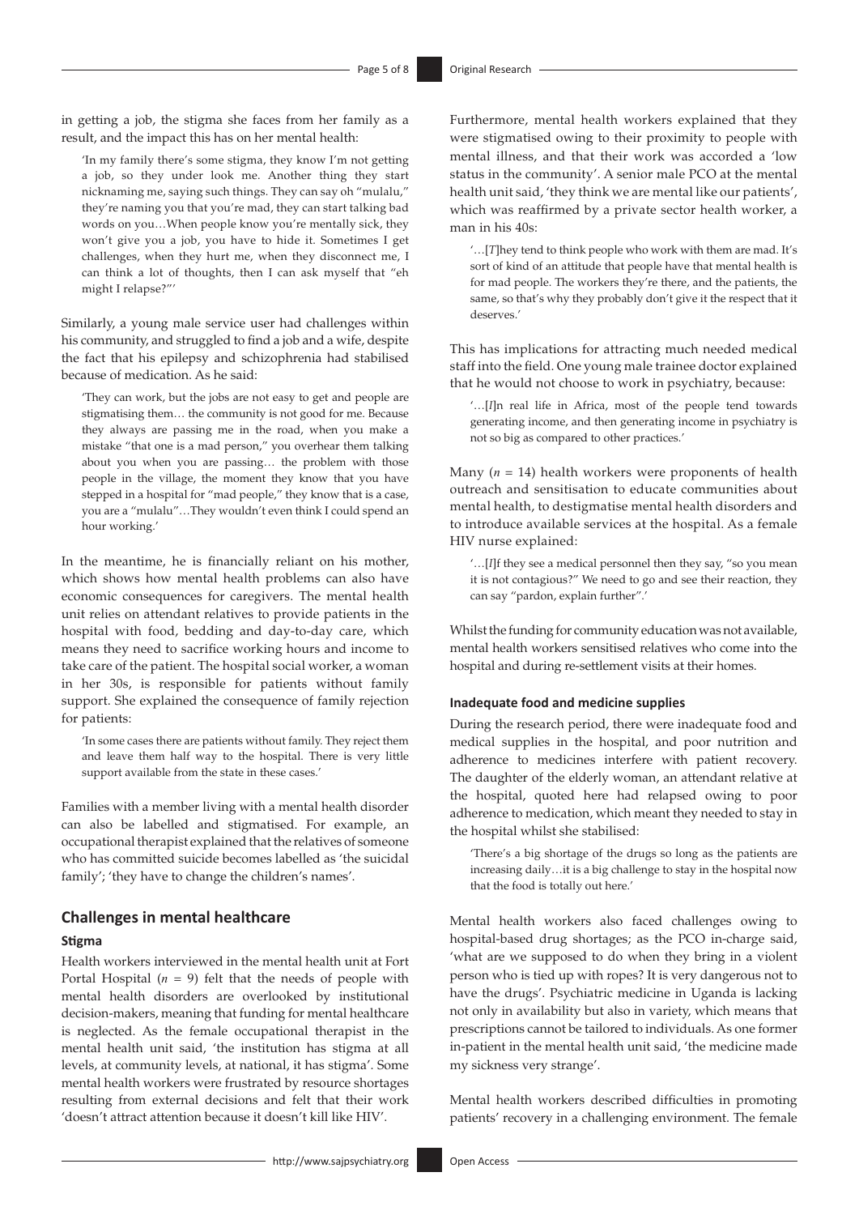in getting a job, the stigma she faces from her family as a result, and the impact this has on her mental health:

> 'In my family there's some stigma, they know I'm not getting a job, so they under look me. Another thing they start nicknaming me, saying such things. They can say oh "mulalu," they're naming you that you're mad, they can start talking bad words on you…When people know you're mentally sick, they won't give you a job, you have to hide it. Sometimes I get challenges, when they hurt me, when they disconnect me, I can think a lot of thoughts, then I can ask myself that "eh might I relapse?"'

Similarly, a young male service user had challenges within his community, and struggled to find a job and a wife, despite the fact that his epilepsy and schizophrenia had stabilised because of medication. As he said:

> 'They can work, but the jobs are not easy to get and people are stigmatising them… the community is not good for me. Because they always are passing me in the road, when you make a mistake "that one is a mad person," you overhear them talking about you when you are passing… the problem with those people in the village, the moment they know that you have stepped in a hospital for "mad people," they know that is a case, you are a "mulalu"…They wouldn't even think I could spend an hour working.'

In the meantime, he is financially reliant on his mother, which shows how mental health problems can also have economic consequences for caregivers. The mental health unit relies on attendant relatives to provide patients in the hospital with food, bedding and day-to-day care, which means they need to sacrifice working hours and income to take care of the patient. The hospital social worker, a woman in her 30s, is responsible for patients without family support. She explained the consequence of family rejection for patients:

> 'In some cases there are patients without family. They reject them and leave them half way to the hospital. There is very little support available from the state in these cases.'

Families with a member living with a mental health disorder can also be labelled and stigmatised. For example, an occupational therapist explained that the relatives of someone who has committed suicide becomes labelled as 'the suicidal family'; 'they have to change the children's names'.

## Challenges in mental healthcare

### Stigma

Health workers interviewed in the mental health unit at Fort Portal Hospital (*n* = 9) felt that the needs of people with mental health disorders are overlooked by institutional decision-makers, meaning that funding for mental healthcare is neglected. As the female occupational therapist in the mental health unit said, 'the institution has stigma at all levels, at community levels, at national, it has stigma'. Some mental health workers were frustrated by resource shortages resulting from external decisions and felt that their work 'doesn't attract attention because it doesn't kill like HIV'.

Furthermore, mental health workers explained that they were stigmatised owing to their proximity to people with mental illness, and that their work was accorded a 'low status in the community'. A senior male PCO at the mental health unit said, 'they think we are mental like our patients', which was reaffirmed by a private sector health worker, a man in his 40s:

> '…[*T*]hey tend to think people who work with them are mad. It's sort of kind of an attitude that people have that mental health is for mad people. The workers they're there, and the patients, the same, so that's why they probably don't give it the respect that it deserves.'

This has implications for attracting much needed medical staff into the field. One young male trainee doctor explained that he would not choose to work in psychiatry, because:

> '…[*I*]n real life in Africa, most of the people tend towards generating income, and then generating income in psychiatry is not so big as compared to other practices.'

Many (*n* = 14) health workers were proponents of health outreach and sensitisation to educate communities about mental health, to destigmatise mental health disorders and to introduce available services at the hospital. As a female HIV nurse explained:

> '…[*I*]f they see a medical personnel then they say, "so you mean it is not contagious?" We need to go and see their reaction, they can say "pardon, explain further".'

Whilst the funding for community education was not available, mental health workers sensitised relatives who come into the hospital and during re-settlement visits at their homes.

### Inadequate food and medicine supplies

During the research period, there were inadequate food and medical supplies in the hospital, and poor nutrition and adherence to medicines interfere with patient recovery. The daughter of the elderly woman, an attendant relative at the hospital, quoted here had relapsed owing to poor adherence to medication, which meant they needed to stay in the hospital whilst she stabilised:

> 'There's a big shortage of the drugs so long as the patients are increasing daily…it is a big challenge to stay in the hospital now that the food is totally out here.'

Mental health workers also faced challenges owing to hospital-based drug shortages; as the PCO in-charge said, 'what are we supposed to do when they bring in a violent person who is tied up with ropes? It is very dangerous not to have the drugs'. Psychiatric medicine in Uganda is lacking not only in availability but also in variety, which means that prescriptions cannot be tailored to individuals. As one former in-patient in the mental health unit said, 'the medicine made my sickness very strange'.

Mental health workers described difficulties in promoting patients' recovery in a challenging environment. The female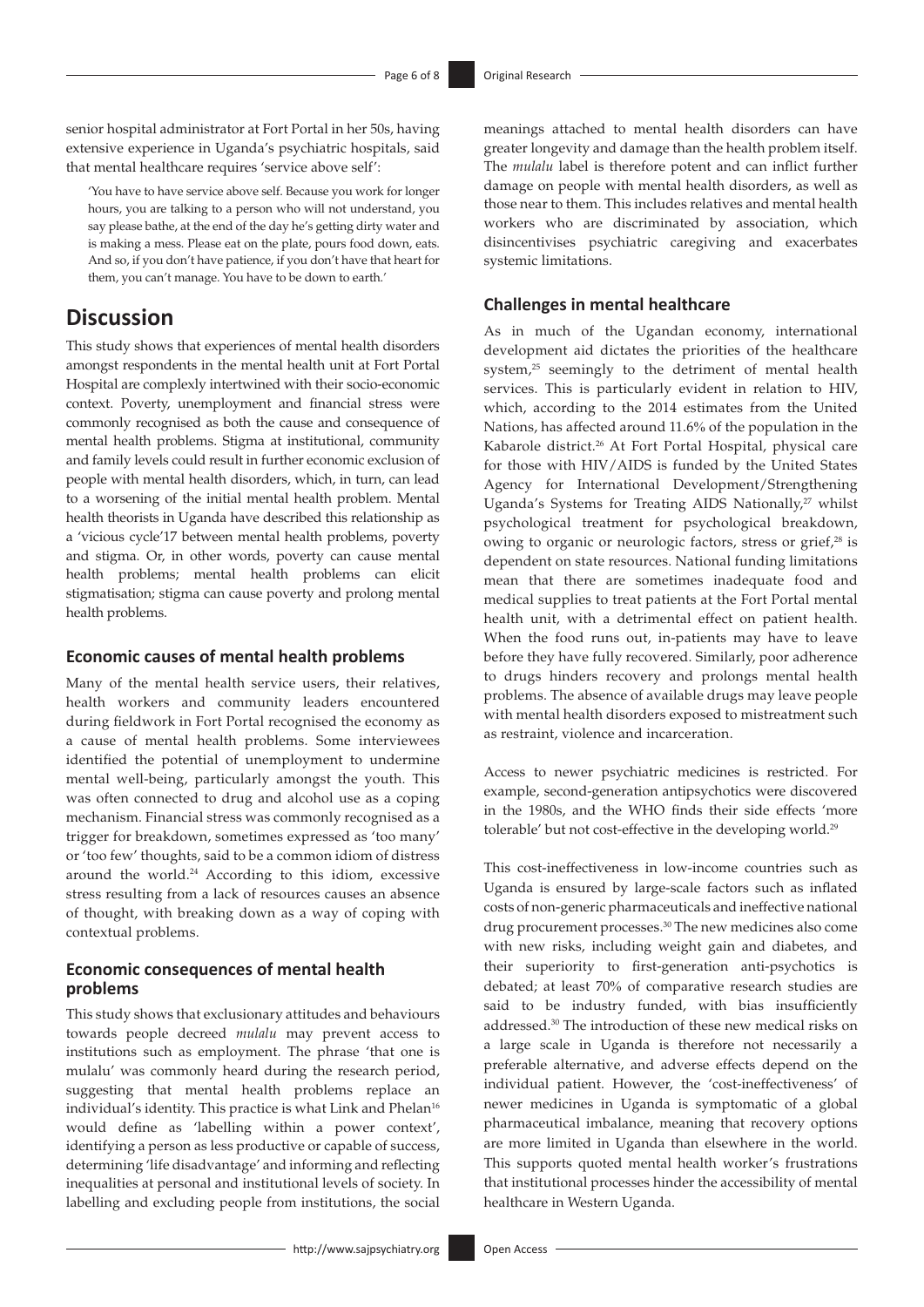senior hospital administrator at Fort Portal in her 50s, having extensive experience in Uganda's psychiatric hospitals, said that mental healthcare requires 'service above self':

> 'You have to have service above self. Because you work for longer hours, you are talking to a person who will not understand, you say please bathe, at the end of the day he's getting dirty water and is making a mess. Please eat on the plate, pours food down, eats. And so, if you don't have patience, if you don't have that heart for them, you can't manage. You have to be down to earth.'

# Discussion

This study shows that experiences of mental health disorders amongst respondents in the mental health unit at Fort Portal Hospital are complexly intertwined with their socio-economic context. Poverty, unemployment and financial stress were commonly recognised as both the cause and consequence of mental health problems. Stigma at institutional, community and family levels could result in further economic exclusion of people with mental health disorders, which, in turn, can lead to a worsening of the initial mental health problem. Mental health theorists in Uganda have described this relationship as a 'vicious cycle'17 between mental health problems, poverty and stigma. Or, in other words, poverty can cause mental health problems; mental health problems can elicit stigmatisation; stigma can cause poverty and prolong mental health problems.

## Economic causes of mental health problems

Many of the mental health service users, their relatives, health workers and community leaders encountered during fieldwork in Fort Portal recognised the economy as a cause of mental health problems. Some interviewees identified the potential of unemployment to undermine mental well-being, particularly amongst the youth. This was often connected to drug and alcohol use as a coping mechanism. Financial stress was commonly recognised as a trigger for breakdown, sometimes expressed as 'too many' or 'too few' thoughts, said to be a common idiom of distress around the world.[24] According to this idiom, excessive stress resulting from a lack of resources causes an absence of thought, with breaking down as a way of coping with contextual problems.

## Economic consequences of mental health problems

This study shows that exclusionary attitudes and behaviours towards people decreed *mulalu* may prevent access to institutions such as employment. The phrase 'that one is mulalu' was commonly heard during the research period, suggesting that mental health problems replace an individual's identity. This practice is what Link and Phelan[16] would define as 'labelling within a power context', identifying a person as less productive or capable of success, determining 'life disadvantage' and informing and reflecting inequalities at personal and institutional levels of society. In labelling and excluding people from institutions, the social meanings attached to mental health disorders can have greater longevity and damage than the health problem itself. The *mulalu* label is therefore potent and can inflict further damage on people with mental health disorders, as well as those near to them. This includes relatives and mental health workers who are discriminated by association, which disincentivises psychiatric caregiving and exacerbates systemic limitations.

## Challenges in mental healthcare

As in much of the Ugandan economy, international development aid dictates the priorities of the healthcare system,[25] seemingly to the detriment of mental health services. This is particularly evident in relation to HIV, which, according to the 2014 estimates from the United Nations, has affected around 11.6% of the population in the Kabarole district.[26] At Fort Portal Hospital, physical care for those with HIV/AIDS is funded by the United States Agency for International Development/Strengthening Uganda's Systems for Treating AIDS Nationally,[27] whilst psychological treatment for psychological breakdown, owing to organic or neurologic factors, stress or grief,[28] is dependent on state resources. National funding limitations mean that there are sometimes inadequate food and medical supplies to treat patients at the Fort Portal mental health unit, with a detrimental effect on patient health. When the food runs out, in-patients may have to leave before they have fully recovered. Similarly, poor adherence to drugs hinders recovery and prolongs mental health problems. The absence of available drugs may leave people with mental health disorders exposed to mistreatment such as restraint, violence and incarceration.

Access to newer psychiatric medicines is restricted. For example, second-generation antipsychotics were discovered in the 1980s, and the WHO finds their side effects 'more tolerable' but not cost-effective in the developing world.[29]

This cost-ineffectiveness in low-income countries such as Uganda is ensured by large-scale factors such as inflated costs of non-generic pharmaceuticals and ineffective national drug procurement processes.[30] The new medicines also come with new risks, including weight gain and diabetes, and their superiority to first-generation anti-psychotics is debated; at least 70% of comparative research studies are said to be industry funded, with bias insufficiently addressed.[30] The introduction of these new medical risks on a large scale in Uganda is therefore not necessarily a preferable alternative, and adverse effects depend on the individual patient. However, the 'cost-ineffectiveness' of newer medicines in Uganda is symptomatic of a global pharmaceutical imbalance, meaning that recovery options are more limited in Uganda than elsewhere in the world. This supports quoted mental health worker's frustrations that institutional processes hinder the accessibility of mental healthcare in Western Uganda.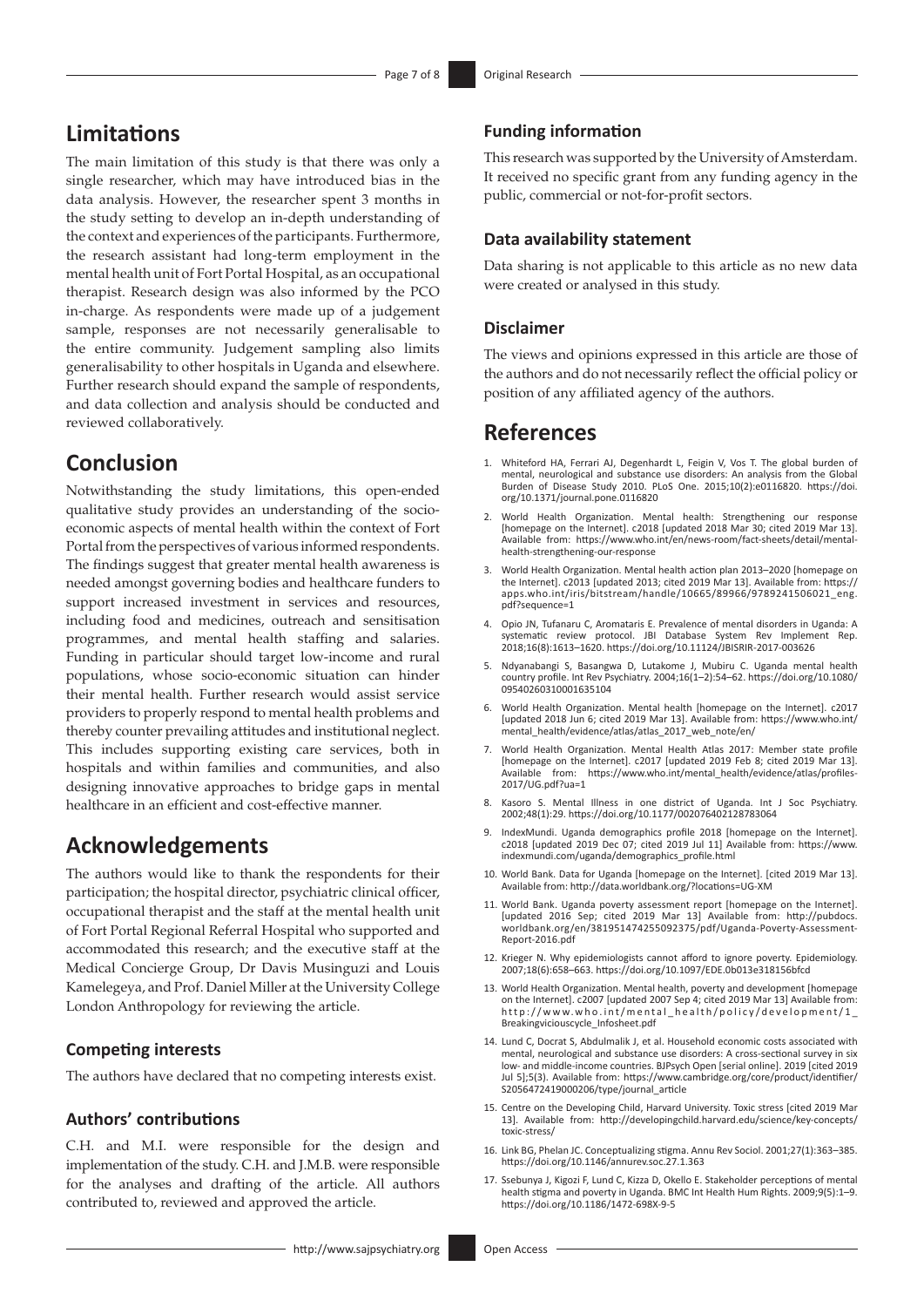## Limitations

The main limitation of this study is that there was only a single researcher, which may have introduced bias in the data analysis. However, the researcher spent 3 months in the study setting to develop an in-depth understanding of the context and experiences of the participants. Furthermore, the research assistant had long-term employment in the mental health unit of Fort Portal Hospital, as an occupational therapist. Research design was also informed by the PCO in-charge. As respondents were made up of a judgement sample, responses are not necessarily generalisable to the entire community. Judgement sampling also limits generalisability to other hospitals in Uganda and elsewhere. Further research should expand the sample of respondents, and data collection and analysis should be conducted and reviewed collaboratively.

## Conclusion

Notwithstanding the study limitations, this open-ended qualitative study provides an understanding of the socio-economic aspects of mental health within the context of Fort Portal from the perspectives of various informed respondents. The findings suggest that greater mental health awareness is needed amongst governing bodies and healthcare funders to support increased investment in services and resources, including food and medicines, outreach and sensitisation programmes, and mental health staffing and salaries. Funding in particular should target low-income and rural populations, whose socio-economic situation can hinder their mental health. Further research would assist service providers to properly respond to mental health problems and thereby counter prevailing attitudes and institutional neglect. This includes supporting existing care services, both in hospitals and within families and communities, and also designing innovative approaches to bridge gaps in mental healthcare in an efficient and cost-effective manner.

## Acknowledgements

The authors would like to thank the respondents for their participation; the hospital director, psychiatric clinical officer, occupational therapist and the staff at the mental health unit of Fort Portal Regional Referral Hospital who supported and accommodated this research; and the executive staff at the Medical Concierge Group, Dr Davis Musinguzi and Louis Kamelegeya, and Prof. Daniel Miller at the University College London Anthropology for reviewing the article.

### Competing interests

The authors have declared that no competing interests exist.

### Authors' contributions

C.H. and M.I. were responsible for the design and implementation of the study. C.H. and J.M.B. were responsible for the analyses and drafting of the article. All authors contributed to, reviewed and approved the article.

### Funding information

This research was supported by the University of Amsterdam. It received no specific grant from any funding agency in the public, commercial or not-for-profit sectors.

### Data availability statement

Data sharing is not applicable to this article as no new data were created or analysed in this study.

### Disclaimer

The views and opinions expressed in this article are those of the authors and do not necessarily reflect the official policy or position of any affiliated agency of the authors.

## References

1. Whiteford HA, Ferrari AJ, Degenhardt L, Feigin V, Vos T. The global burden of mental, neurological and substance use disorders: An analysis from the Global Burden of Disease Study 2010. PLoS One. 2015;10(2):e0116820. https://doi.org/10.1371/journal.pone.0116820
2. World Health Organization. Mental health: Strengthening our response [homepage on the Internet]. c2018 [updated 2018 Mar 30; cited 2019 Mar 13]. Available from: https://www.who.int/en/news-room/fact-sheets/detail/mental-health-strengthening-our-response
3. World Health Organization. Mental health action plan 2013–2020 [homepage on the Internet]. c2013 [updated 2013; cited 2019 Mar 13]. Available from: https://apps.who.int/iris/bitstream/handle/10665/89966/9789241506021_eng.pdf?sequence=1
4. Opio JN, Tufanaru C, Aromataris E. Prevalence of mental disorders in Uganda: A systematic review protocol. JBI Database System Rev Implement Rep. 2018;16(8):1613–1620. https://doi.org/10.11124/JBISRIR-2017-003626
5. Ndyanabangi S, Basangwa D, Lutakome J, Mubiru C. Uganda mental health country profile. Int Rev Psychiatry. 2004;16(1–2):54–62. https://doi.org/10.1080/09540260310001635104
6. World Health Organization. Mental health [homepage on the Internet]. c2017 [updated 2018 Jun 6; cited 2019 Mar 13]. Available from: https://www.who.int/mental_health/evidence/atlas/atlas_2017_web_note/en/
7. World Health Organization. Mental Health Atlas 2017: Member state profile [homepage on the Internet]. c2017 [updated 2019 Feb 8; cited 2019 Mar 13]. Available from: https://www.who.int/mental_health/evidence/atlas/profiles-2017/UG.pdf?ua=1
8. Kasoro S. Mental Illness in one district of Uganda. Int J Soc Psychiatry. 2002;48(1):29. https://doi.org/10.1177/002076402128783064
9. IndexMundi. Uganda demographics profile 2018 [homepage on the Internet]. c2018 [updated 2019 Dec 07; cited 2019 Jul 11] Available from: https://www.indexmundi.com/uganda/demographics_profile.html
10. World Bank. Data for Uganda [homepage on the Internet]. [cited 2019 Mar 13]. Available from: http://data.worldbank.org/?locations=UG-XM
11. World Bank. Uganda poverty assessment report [homepage on the Internet]. [updated 2016 Sep; cited 2019 Mar 13] Available from: http://pubdocs.worldbank.org/en/381951474255092375/pdf/Uganda-Poverty-Assessment-Report-2016.pdf
12. Krieger N. Why epidemiologists cannot afford to ignore poverty. Epidemiology. 2007;18(6):658–663. https://doi.org/10.1097/EDE.0b013e318156bfcd
13. World Health Organization. Mental health, poverty and development [homepage on the Internet]. c2007 [updated 2007 Sep 4; cited 2019 Mar 13] Available from: http://www.who.int/mental_health/policy/development/1_Breakingviciouscycle_Infosheet.pdf
14. Lund C, Docrat S, Abdulmalik J, et al. Household economic costs associated with mental, neurological and substance use disorders: A cross-sectional survey in six low- and middle-income countries. BJPsych Open [serial online]. 2019 [cited 2019 Jul 5];5(3). Available from: https://www.cambridge.org/core/product/identifier/S2056472419000206/type/journal_article
15. Centre on the Developing Child, Harvard University. Toxic stress [cited 2019 Mar 13]. Available from: http://developingchild.harvard.edu/science/key-concepts/toxic-stress/
16. Link BG, Phelan JC. Conceptualizing stigma. Annu Rev Sociol. 2001;27(1):363–385. https://doi.org/10.1146/annurev.soc.27.1.363
17. Ssebunya J, Kigozi F, Lund C, Kizza D, Okello E. Stakeholder perceptions of mental health stigma and poverty in Uganda. BMC Int Health Hum Rights. 2009;9(5):1–9. https://doi.org/10.1186/1472-698X-9-5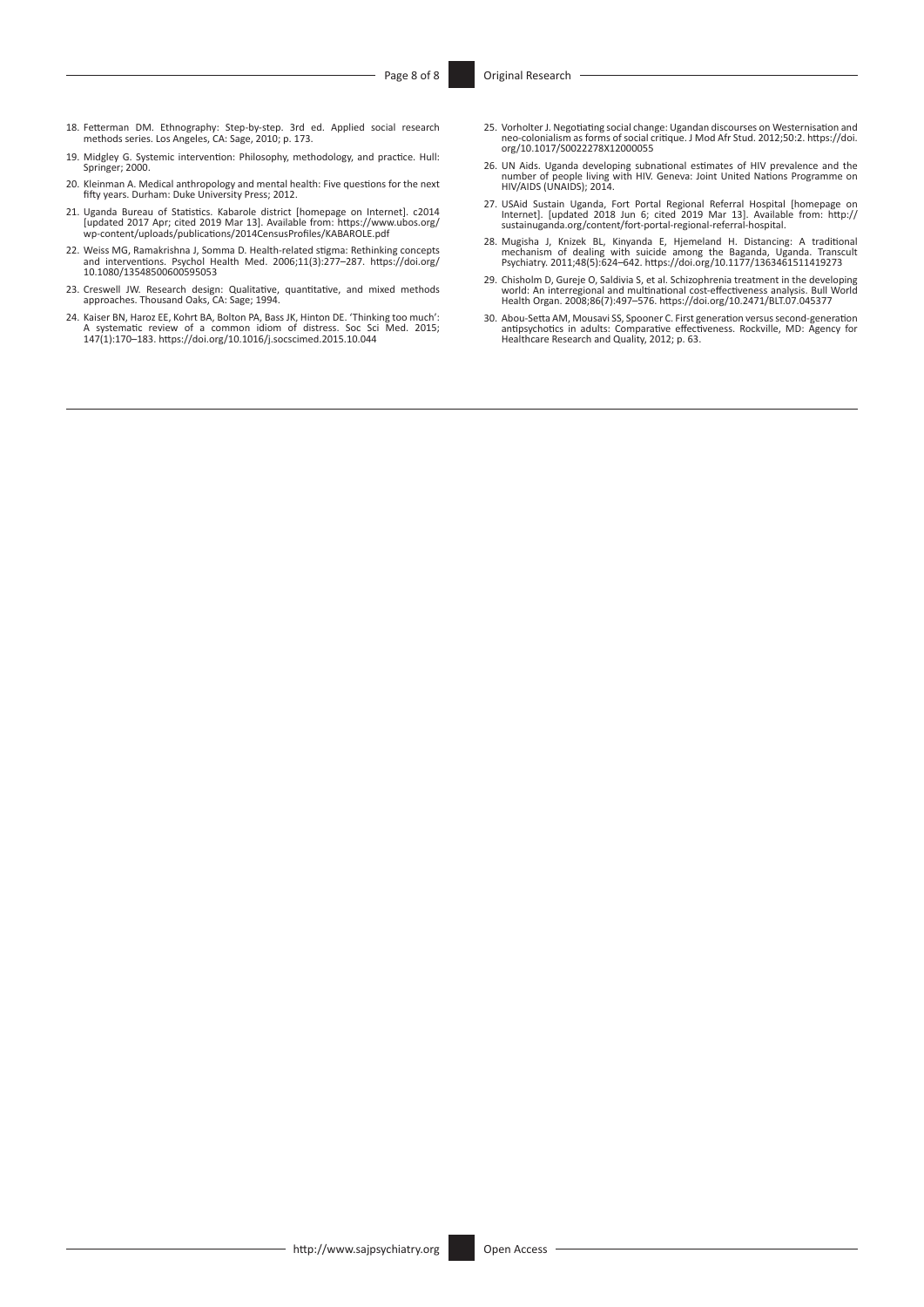18. Fetterman DM. Ethnography: Step-by-step. 3rd ed. Applied social research methods series. Los Angeles, CA: Sage, 2010; p. 173.
19. Midgley G. Systemic intervention: Philosophy, methodology, and practice. Hull: Springer; 2000.
20. Kleinman A. Medical anthropology and mental health: Five questions for the next fifty years. Durham: Duke University Press; 2012.
21. Uganda Bureau of Statistics. Kabarole district [homepage on Internet]. c2014 [updated 2017 Apr; cited 2019 Mar 13]. Available from: https://www.ubos.org/wp-content/uploads/publications/2014CensusProfiles/KABAROLE.pdf
22. Weiss MG, Ramakrishna J, Somma D. Health-related stigma: Rethinking concepts and interventions. Psychol Health Med. 2006;11(3):277–287. https://doi.org/10.1080/13548500600595053
23. Creswell JW. Research design: Qualitative, quantitative, and mixed methods approaches. Thousand Oaks, CA: Sage; 1994.
24. Kaiser BN, Haroz EE, Kohrt BA, Bolton PA, Bass JK, Hinton DE. 'Thinking too much': A systematic review of a common idiom of distress. Soc Sci Med. 2015; 147(1):170–183. https://doi.org/10.1016/j.socscimed.2015.10.044
25. Vorholter J. Negotiating social change: Ugandan discourses on Westernisation and neo-colonialism as forms of social critique. J Mod Afr Stud. 2012;50:2. https://doi.org/10.1017/S0022278X12000055
26. UN Aids. Uganda developing subnational estimates of HIV prevalence and the number of people living with HIV. Geneva: Joint United Nations Programme on HIV/AIDS (UNAIDS); 2014.
27. USAid Sustain Uganda, Fort Portal Regional Referral Hospital [homepage on Internet]. [updated 2018 Jun 6; cited 2019 Mar 13]. Available from: http://sustainuganda.org/content/fort-portal-regional-referral-hospital.
28. Mugisha J, Knizek BL, Kinyanda E, Hjemeland H. Distancing: A traditional mechanism of dealing with suicide among the Baganda, Uganda. Transcult Psychiatry. 2011;48(5):624–642. https://doi.org/10.1177/1363461511419273
29. Chisholm D, Gureje O, Saldivia S, et al. Schizophrenia treatment in the developing world: An interregional and multinational cost-effectiveness analysis. Bull World Health Organ. 2008;86(7):497–576. https://doi.org/10.2471/BLT.07.045377
30. Abou-Setta AM, Mousavi SS, Spooner C. First generation versus second-generation antipsychotics in adults: Comparative effectiveness. Rockville, MD: Agency for Healthcare Research and Quality, 2012; p. 63.